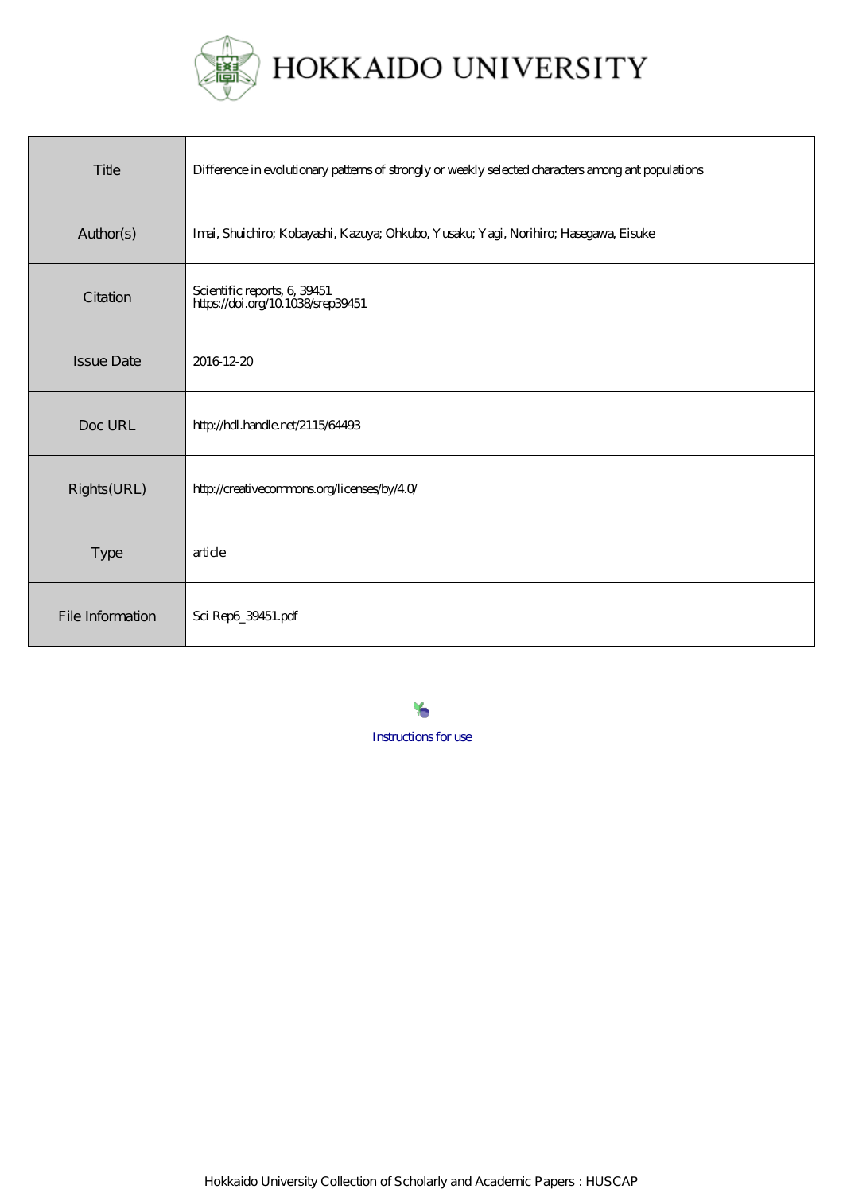# HOKKAIDO UNIVERSITY

| Title | Difference in evolutionary patterns of strongly or weakly selected characters among ant populations |
| --- | --- |
| Author(s) | Imai, Shuichiro; Kobayashi, Kazuya; Ohkubo, Yusaku; Yagi, Norihiro; Hasegawa, Eisuke |
| Citation | Scientific reports, 6, 39451<br>https://doi.org/10.1038/srep39451 |
| Issue Date | 2016-12-20 |
| Doc URL | http://hdl.handle.net/2115/64493 |
| Rights(URL) | http://creativecommons.org/licenses/by/4.0/ |
| Type | article |
| File Information | Sci Rep6_39451.pdf |

Instructions for use

Hokkaido University Collection of Scholarly and Academic Papers : HUSCAP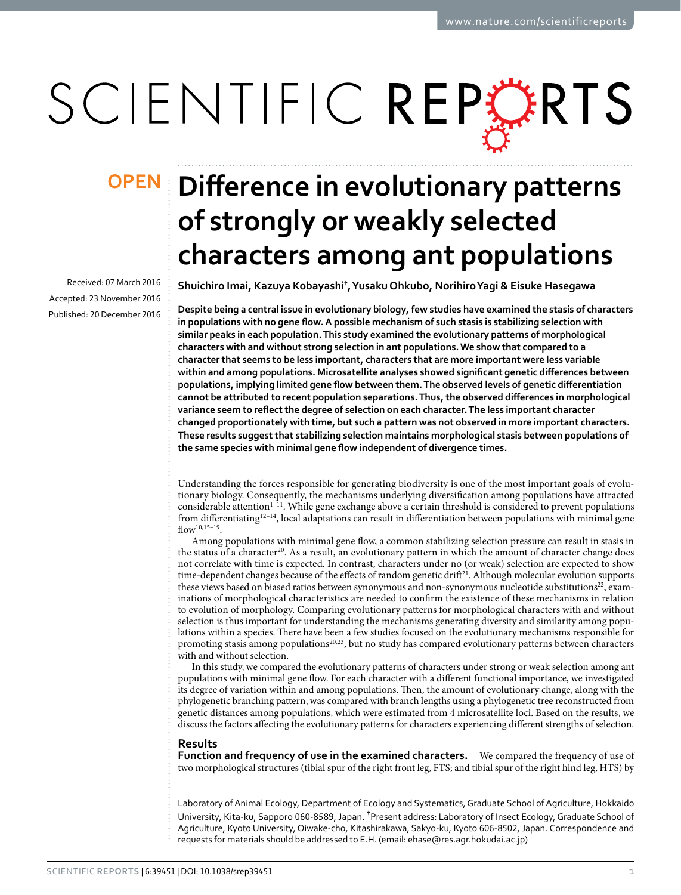# Difference in evolutionary patterns of strongly or weakly selected characters among ant populations

Shuichiro Imai, Kazuya Kobayashi[†], Yusaku Ohkubo, Norihiro Yagi & Eisuke Hasegawa

Received: 07 March 2016
Accepted: 23 November 2016
Published: 20 December 2016

**Despite being a central issue in evolutionary biology, few studies have examined the stasis of characters in populations with no gene flow. A possible mechanism of such stasis is stabilizing selection with similar peaks in each population. This study examined the evolutionary patterns of morphological characters with and without strong selection in ant populations. We show that compared to a character that seems to be less important, characters that are more important were less variable within and among populations. Microsatellite analyses showed significant genetic differences between populations, implying limited gene flow between them. The observed levels of genetic differentiation cannot be attributed to recent population separations. Thus, the observed differences in morphological variance seem to reflect the degree of selection on each character. The less important character changed proportionately with time, but such a pattern was not observed in more important characters. These results suggest that stabilizing selection maintains morphological stasis between populations of the same species with minimal gene flow independent of divergence times.**

Understanding the forces responsible for generating biodiversity is one of the most important goals of evolutionary biology. Consequently, the mechanisms underlying diversification among populations have attracted considerable attention[1–11]. While gene exchange above a certain threshold is considered to prevent populations from differentiating[12–14], local adaptations can result in differentiation between populations with minimal gene flow[10,15–19].

Among populations with minimal gene flow, a common stabilizing selection pressure can result in stasis in the status of a character[20]. As a result, an evolutionary pattern in which the amount of character change does not correlate with time is expected. In contrast, characters under no (or weak) selection are expected to show time-dependent changes because of the effects of random genetic drift[21]. Although molecular evolution supports these views based on biased ratios between synonymous and non-synonymous nucleotide substitutions[22], examinations of morphological characteristics are needed to confirm the existence of these mechanisms in relation to evolution of morphology. Comparing evolutionary patterns for morphological characters with and without selection is thus important for understanding the mechanisms generating diversity and similarity among populations within a species. There have been a few studies focused on the evolutionary mechanisms responsible for promoting stasis among populations[20,23], but no study has compared evolutionary patterns between characters with and without selection.

In this study, we compared the evolutionary patterns of characters under strong or weak selection among ant populations with minimal gene flow. For each character with a different functional importance, we investigated its degree of variation within and among populations. Then, the amount of evolutionary change, along with the phylogenetic branching pattern, was compared with branch lengths using a phylogenetic tree reconstructed from genetic distances among populations, which were estimated from 4 microsatellite loci. Based on the results, we discuss the factors affecting the evolutionary patterns for characters experiencing different strengths of selection.

## Results

**Function and frequency of use in the examined characters.** We compared the frequency of use of two morphological structures (tibial spur of the right front leg, FTS; and tibial spur of the right hind leg, HTS) by

Laboratory of Animal Ecology, Department of Ecology and Systematics, Graduate School of Agriculture, Hokkaido University, Kita-ku, Sapporo 060-8589, Japan. [†]Present address: Laboratory of Insect Ecology, Graduate School of Agriculture, Kyoto University, Oiwake-cho, Kitashirakawa, Sakyo-ku, Kyoto 606-8502, Japan. Correspondence and requests for materials should be addressed to E.H. (email: ehase@res.agr.hokudai.ac.jp)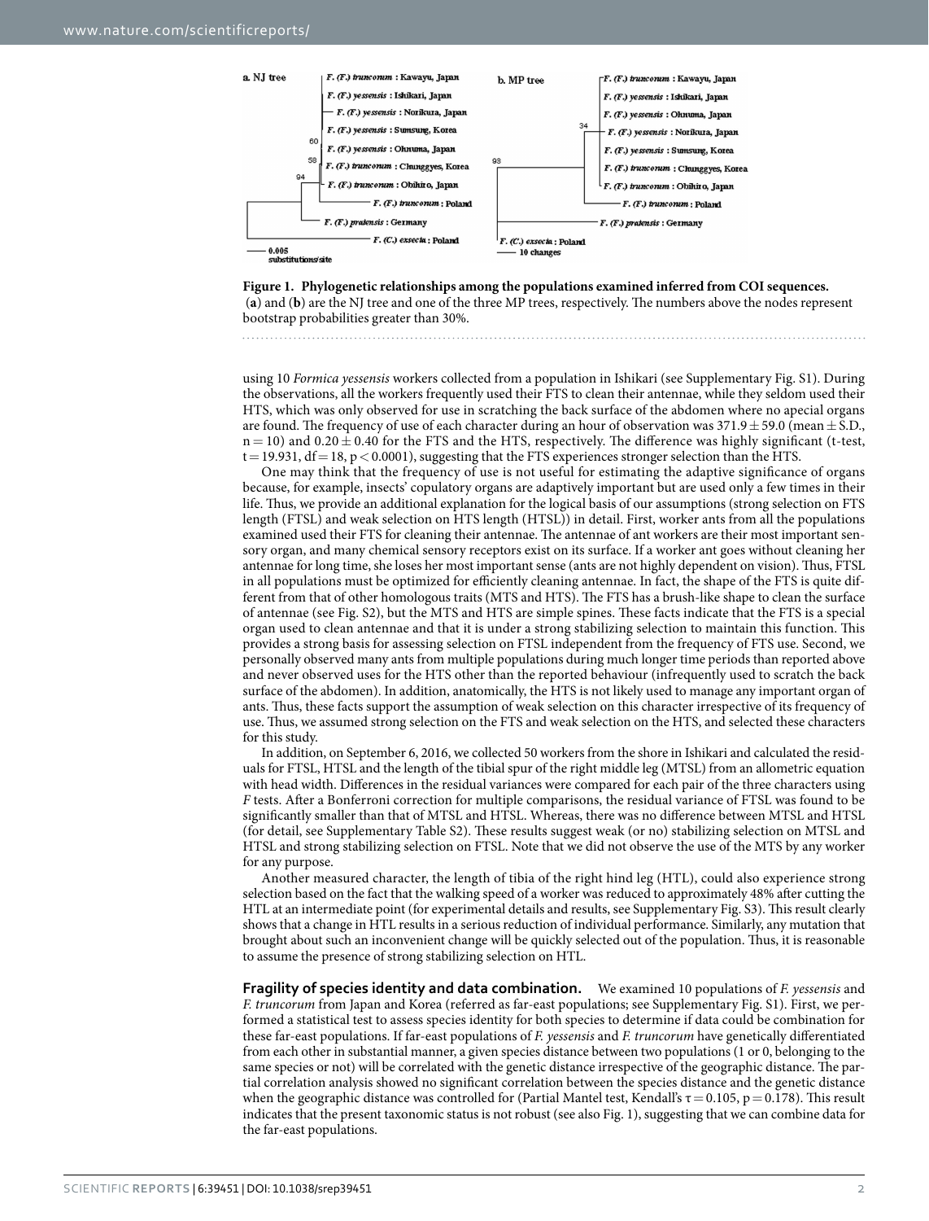**Figure 1. Phylogenetic relationships among the populations examined inferred from COI sequences.** (**a**) and (**b**) are the NJ tree and one of the three MP trees, respectively. The numbers above the nodes represent bootstrap probabilities greater than 30%.

using 10 *Formica yessensis* workers collected from a population in Ishikari (see Supplementary Fig. S1). During the observations, all the workers frequently used their FTS to clean their antennae, while they seldom used their HTS, which was only observed for use in scratching the back surface of the abdomen where no apecial organs are found. The frequency of use of each character during an hour of observation was $371.9 \pm 59.0$ (mean $\pm$ S.D., $n = 10$) and $0.20 \pm 0.40$ for the FTS and the HTS, respectively. The difference was highly significant (t-test, $t = 19.931$, $df = 18$, $p < 0.0001$), suggesting that the FTS experiences stronger selection than the HTS.

One may think that the frequency of use is not useful for estimating the adaptive significance of organs because, for example, insects' copulatory organs are adaptively important but are used only a few times in their life. Thus, we provide an additional explanation for the logical basis of our assumptions (strong selection on FTS length (FTSL) and weak selection on HTS length (HTSL)) in detail. First, worker ants from all the populations examined used their FTS for cleaning their antennae. The antennae of ant workers are their most important sensory organ, and many chemical sensory receptors exist on its surface. If a worker ant goes without cleaning her antennae for long time, she loses her most important sense (ants are not highly dependent on vision). Thus, FTSL in all populations must be optimized for efficiently cleaning antennae. In fact, the shape of the FTS is quite different from that of other homologous traits (MTS and HTS). The FTS has a brush-like shape to clean the surface of antennae (see Fig. S2), but the MTS and HTS are simple spines. These facts indicate that the FTS is a special organ used to clean antennae and that it is under a strong stabilizing selection to maintain this function. This provides a strong basis for assessing selection on FTSL independent from the frequency of FTS use. Second, we personally observed many ants from multiple populations during much longer time periods than reported above and never observed uses for the HTS other than the reported behaviour (infrequently used to scratch the back surface of the abdomen). In addition, anatomically, the HTS is not likely used to manage any important organ of ants. Thus, these facts support the assumption of weak selection on this character irrespective of its frequency of use. Thus, we assumed strong selection on the FTS and weak selection on the HTS, and selected these characters for this study.

In addition, on September 6, 2016, we collected 50 workers from the shore in Ishikari and calculated the residuals for FTSL, HTSL and the length of the tibial spur of the right middle leg (MTSL) from an allometric equation with head width. Differences in the residual variances were compared for each pair of the three characters using *F* tests. After a Bonferroni correction for multiple comparisons, the residual variance of FTSL was found to be significantly smaller than that of MTSL and HTSL. Whereas, there was no difference between MTSL and HTSL (for detail, see Supplementary Table S2). These results suggest weak (or no) stabilizing selection on MTSL and HTSL and strong stabilizing selection on FTSL. Note that we did not observe the use of the MTS by any worker for any purpose.

Another measured character, the length of tibia of the right hind leg (HTL), could also experience strong selection based on the fact that the walking speed of a worker was reduced to approximately 48% after cutting the HTL at an intermediate point (for experimental details and results, see Supplementary Fig. S3). This result clearly shows that a change in HTL results in a serious reduction of individual performance. Similarly, any mutation that brought about such an inconvenient change will be quickly selected out of the population. Thus, it is reasonable to assume the presence of strong stabilizing selection on HTL.

**Fragility of species identity and data combination.** We examined 10 populations of *F. yessensis* and *F. truncorum* from Japan and Korea (referred as far-east populations; see Supplementary Fig. S1). First, we performed a statistical test to assess species identity for both species to determine if data could be combination for these far-east populations. If far-east populations of *F. yessensis* and *F. truncorum* have genetically differentiated from each other in substantial manner, a given species distance between two populations (1 or 0, belonging to the same species or not) will be correlated with the genetic distance irrespective of the geographic distance. The partial correlation analysis showed no significant correlation between the species distance and the genetic distance when the geographic distance was controlled for (Partial Mantel test, Kendall's $\tau = 0.105$, $p = 0.178$). This result indicates that the present taxonomic status is not robust (see also Fig. 1), suggesting that we can combine data for the far-east populations.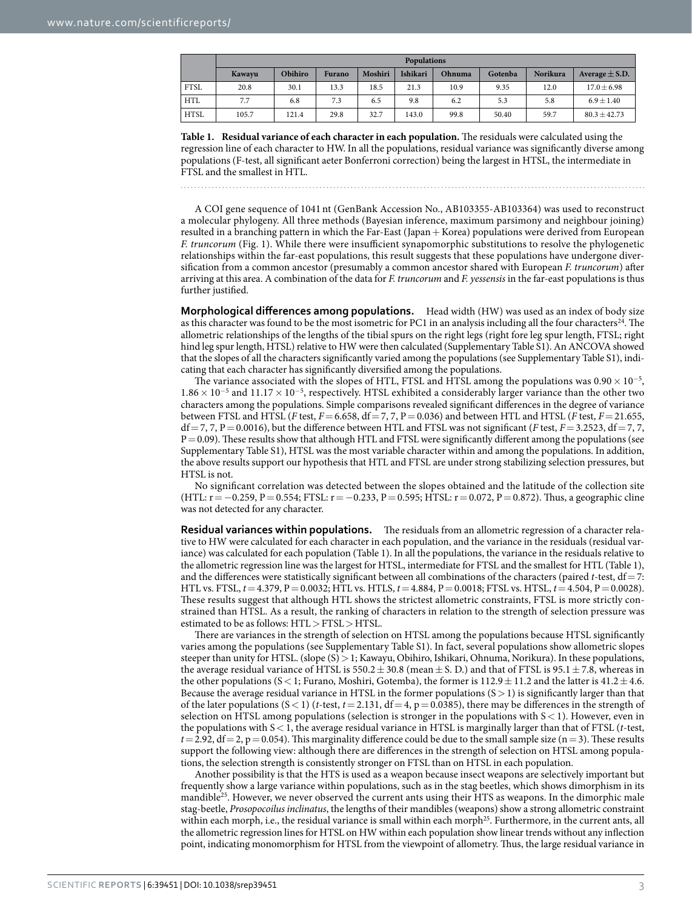|  | Populations | | | | | | | | |
|---|---|---|---|---|---|---|---|---|---|
|  | Kawayu | Obihiro | Furano | Moshiri | Ishikari | Ohnuma | Gotenba | Norikura | Average ± S.D. |
| FTSL | 20.8 | 30.1 | 13.3 | 18.5 | 21.3 | 10.9 | 9.35 | 12.0 | 17.0 ± 6.98 |
| HTL | 7.7 | 6.8 | 7.3 | 6.5 | 9.8 | 6.2 | 5.3 | 5.8 | 6.9 ± 1.40 |
| HTSL | 105.7 | 121.4 | 29.8 | 32.7 | 143.0 | 99.8 | 50.40 | 59.7 | 80.3 ± 42.73 |

**Table 1. Residual variance of each character in each population.** The residuals were calculated using the regression line of each character to HW. In all the populations, residual variance was significantly diverse among populations (F-test, all significant aeter Bonferroni correction) being the largest in HTSL, the intermediate in FTSL and the smallest in HTL.

A COI gene sequence of 1041 nt (GenBank Accession No., AB103355-AB103364) was used to reconstruct a molecular phylogeny. All three methods (Bayesian inference, maximum parsimony and neighbour joining) resulted in a branching pattern in which the Far-East (Japan + Korea) populations were derived from European *F. truncorum* (Fig. 1). While there were insufficient synapomorphic substitutions to resolve the phylogenetic relationships within the far-east populations, this result suggests that these populations have undergone diversification from a common ancestor (presumably a common ancestor shared with European *F. truncorum*) after arriving at this area. A combination of the data for *F. truncorum* and *F. yessensis* in the far-east populations is thus further justified.

**Morphological differences among populations.** Head width (HW) was used as an index of body size as this character was found to be the most isometric for PC1 in an analysis including all the four characters[24]. The allometric relationships of the lengths of the tibial spurs on the right legs (right fore leg spur length, FTSL; right hind leg spur length, HTSL) relative to HW were then calculated (Supplementary Table S1). An ANCOVA showed that the slopes of all the characters significantly varied among the populations (see Supplementary Table S1), indicating that each character has significantly diversified among the populations.

The variance associated with the slopes of HTL, FTSL and HTSL among the populations was $0.90 \times 10^{-5}$, $1.86 \times 10^{-5}$ and $11.17 \times 10^{-5}$, respectively. HTSL exhibited a considerably larger variance than the other two characters among the populations. Simple comparisons revealed significant differences in the degree of variance between FTSL and HTSL (*F* test, $F = 6.658$, df $= 7, 7$, $P = 0.036$) and between HTL and HTSL (*F* test, $F = 21.655$, df $= 7, 7$, $P = 0.0016$), but the difference between HTL and FTSL was not significant (*F* test, $F = 3.2523$, df $= 7, 7$, $P = 0.09$). These results show that although HTL and FTSL were significantly different among the populations (see Supplementary Table S1), HTSL was the most variable character within and among the populations. In addition, the above results support our hypothesis that HTL and FTSL are under strong stabilizing selection pressures, but HTSL is not.

No significant correlation was detected between the slopes obtained and the latitude of the collection site (HTL: $r = -0.259$, $P = 0.554$; FTSL: $r = -0.233$, $P = 0.595$; HTSL: $r = 0.072$, $P = 0.872$). Thus, a geographic cline was not detected for any character.

**Residual variances within populations.** The residuals from an allometric regression of a character relative to HW were calculated for each character in each population, and the variance in the residuals (residual variance) was calculated for each population (Table 1). In all the populations, the variance in the residuals relative to the allometric regression line was the largest for HTSL, intermediate for FTSL and the smallest for HTL (Table 1), and the differences were statistically significant between all combinations of the characters (paired *t*-test, df $= 7$: HTL vs. FTSL, $t = 4.379$, $P = 0.0032$; HTL vs. HTLS, $t = 4.884$, $P = 0.0018$; FTSL vs. HTSL, $t = 4.504$, $P = 0.0028$). These results suggest that although HTL shows the strictest allometric constraints, FTSL is more strictly constrained than HTSL. As a result, the ranking of characters in relation to the strength of selection pressure was estimated to be as follows: HTL > FTSL > HTSL.

There are variances in the strength of selection on HTSL among the populations because HTSL significantly varies among the populations (see Supplementary Table S1). In fact, several populations show allometric slopes steeper than unity for HTSL. (slope (S) > 1; Kawayu, Obihiro, Ishikari, Ohnuma, Norikura). In these populations, the average residual variance of HTSL is $550.2 \pm 30.8$ (mean ± S. D.) and that of FTSL is $95.1 \pm 7.8$, whereas in the other populations ($S < 1$; Furano, Moshiri, Gotemba), the former is $112.9 \pm 11.2$ and the latter is $41.2 \pm 4.6$. Because the average residual variance in HTSL in the former populations ($S > 1$) is significantly larger than that of the later populations ($S < 1$) (*t*-test, $t = 2.131$, df $= 4$, $p = 0.0385$), there may be differences in the strength of selection on HTSL among populations (selection is stronger in the populations with $S < 1$). However, even in the populations with $S < 1$, the average residual variance in HTSL is marginally larger than that of FTSL (*t*-test, $t = 2.92$, df $= 2$, $p = 0.054$). This marginality difference could be due to the small sample size ($n = 3$). These results support the following view: although there are differences in the strength of selection on HTSL among populations, the selection strength is consistently stronger on FTSL than on HTSL in each population.

Another possibility is that the HTS is used as a weapon because insect weapons are selectively important but frequently show a large variance within populations, such as in the stag beetles, which shows dimorphism in its mandible[25]. However, we never observed the current ants using their HTS as weapons. In the dimorphic male stag-beetle, *Prosopocoilus inclinatus*, the lengths of their mandibles (weapons) show a strong allometric constraint within each morph, i.e., the residual variance is small within each morph[25]. Furthermore, in the current ants, all the allometric regression lines for HTSL on HW within each population show linear trends without any inflection point, indicating monomorphism for HTSL from the viewpoint of allometry. Thus, the large residual variance in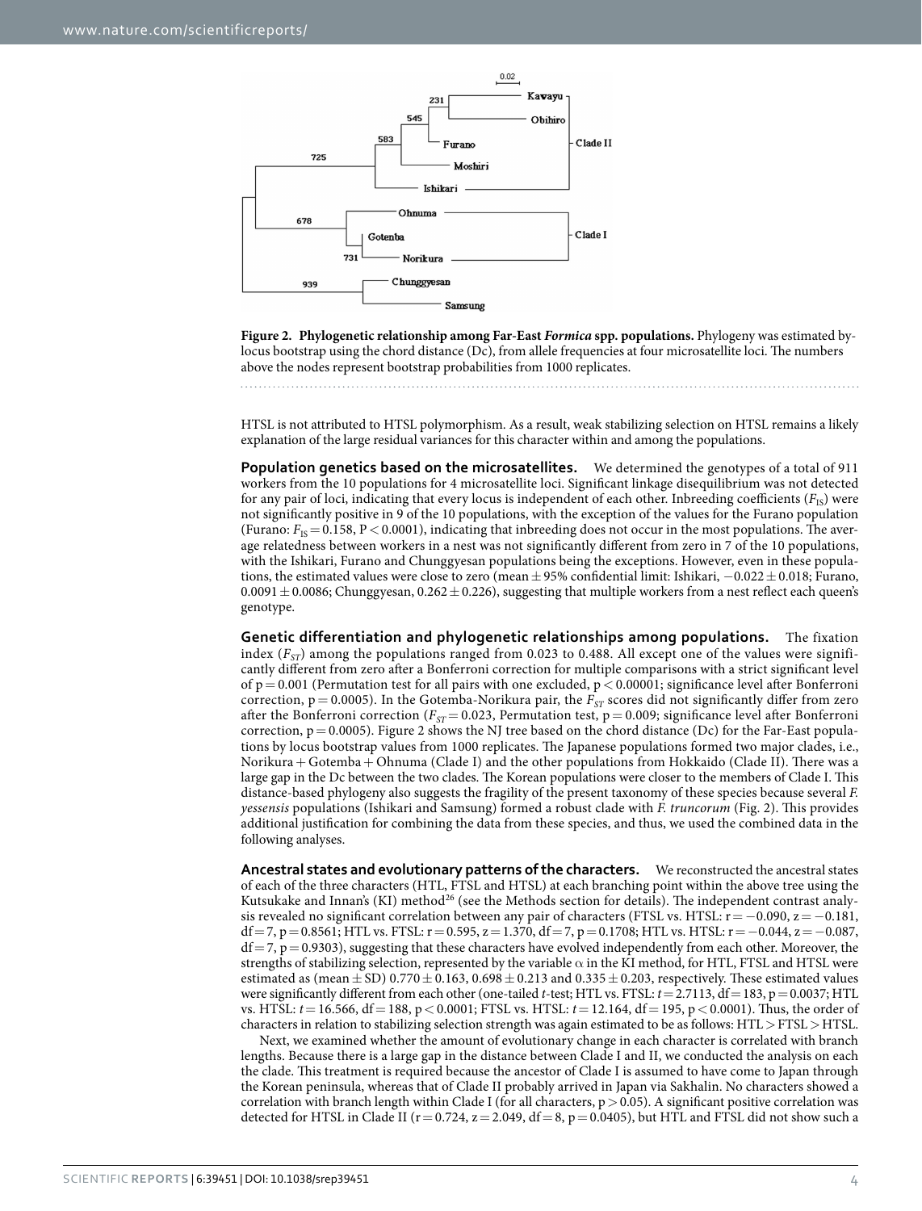**Figure 2. Phylogenetic relationship among Far-East *Formica* spp. populations.** Phylogeny was estimated by-locus bootstrap using the chord distance (Dc), from allele frequencies at four microsatellite loci. The numbers above the nodes represent bootstrap probabilities from 1000 replicates.

HTSL is not attributed to HTSL polymorphism. As a result, weak stabilizing selection on HTSL remains a likely explanation of the large residual variances for this character within and among the populations.

**Population genetics based on the microsatellites.** We determined the genotypes of a total of 911 workers from the 10 populations for 4 microsatellite loci. Significant linkage disequilibrium was not detected for any pair of loci, indicating that every locus is independent of each other. Inbreeding coefficients ($F_{IS}$) were not significantly positive in 9 of the 10 populations, with the exception of the values for the Furano population (Furano: $F_{IS} = 0.158$, $P < 0.0001$), indicating that inbreeding does not occur in the most populations. The average relatedness between workers in a nest was not significantly different from zero in 7 of the 10 populations, with the Ishikari, Furano and Chunggyesan populations being the exceptions. However, even in these populations, the estimated values were close to zero (mean ± 95% confidential limit: Ishikari, −0.022 ± 0.018; Furano, 0.0091 ± 0.0086; Chunggyesan, 0.262 ± 0.226), suggesting that multiple workers from a nest reflect each queen's genotype.

**Genetic differentiation and phylogenetic relationships among populations.** The fixation index ($F_{ST}$) among the populations ranged from 0.023 to 0.488. All except one of the values were significantly different from zero after a Bonferroni correction for multiple comparisons with a strict significant level of $p = 0.001$ (Permutation test for all pairs with one excluded, $p < 0.00001$; significance level after Bonferroni correction, $p = 0.0005$). In the Gotemba-Norikura pair, the $F_{ST}$ scores did not significantly differ from zero after the Bonferroni correction ($F_{ST} = 0.023$, Permutation test, $p = 0.009$; significance level after Bonferroni correction, $p = 0.0005$). Figure 2 shows the NJ tree based on the chord distance (Dc) for the Far-East populations by locus bootstrap values from 1000 replicates. The Japanese populations formed two major clades, i.e., Norikura + Gotemba + Ohnuma (Clade I) and the other populations from Hokkaido (Clade II). There was a large gap in the Dc between the two clades. The Korean populations were closer to the members of Clade I. This distance-based phylogeny also suggests the fragility of the present taxonomy of these species because several *F. yessensis* populations (Ishikari and Samsung) formed a robust clade with *F. truncorum* (Fig. 2). This provides additional justification for combining the data from these species, and thus, we used the combined data in the following analyses.

**Ancestral states and evolutionary patterns of the characters.** We reconstructed the ancestral states of each of the three characters (HTL, FTSL and HTSL) at each branching point within the above tree using the Kutsukake and Innan's (KI) method[26] (see the Methods section for details). The independent contrast analysis revealed no significant correlation between any pair of characters (FTSL vs. HTSL: $r = -0.090$, $z = -0.181$, $df = 7$, $p = 0.8561$; HTL vs. FTSL: $r = 0.595$, $z = 1.370$, $df = 7$, $p = 0.1708$; HTL vs. HTSL: $r = -0.044$, $z = -0.087$, $df = 7$, $p = 0.9303$), suggesting that these characters have evolved independently from each other. Moreover, the strengths of stabilizing selection, represented by the variable $\alpha$ in the KI method, for HTL, FTSL and HTSL were estimated as (mean ± SD) 0.770 ± 0.163, 0.698 ± 0.213 and 0.335 ± 0.203, respectively. These estimated values were significantly different from each other (one-tailed *t*-test; HTL vs. FTSL: $t = 2.7113$, $df = 183$, $p = 0.0037$; HTL vs. HTSL: $t = 16.566$, $df = 188$, $p < 0.0001$; FTSL vs. HTSL: $t = 12.164$, $df = 195$, $p < 0.0001$). Thus, the order of characters in relation to stabilizing selection strength was again estimated to be as follows: HTL > FTSL > HTSL.

Next, we examined whether the amount of evolutionary change in each character is correlated with branch lengths. Because there is a large gap in the distance between Clade I and II, we conducted the analysis on each the clade. This treatment is required because the ancestor of Clade I is assumed to have come to Japan through the Korean peninsula, whereas that of Clade II probably arrived in Japan via Sakhalin. No characters showed a correlation with branch length within Clade I (for all characters, $p > 0.05$). A significant positive correlation was detected for HTSL in Clade II ($r = 0.724$, $z = 2.049$, $df = 8$, $p = 0.0405$), but HTL and FTSL did not show such a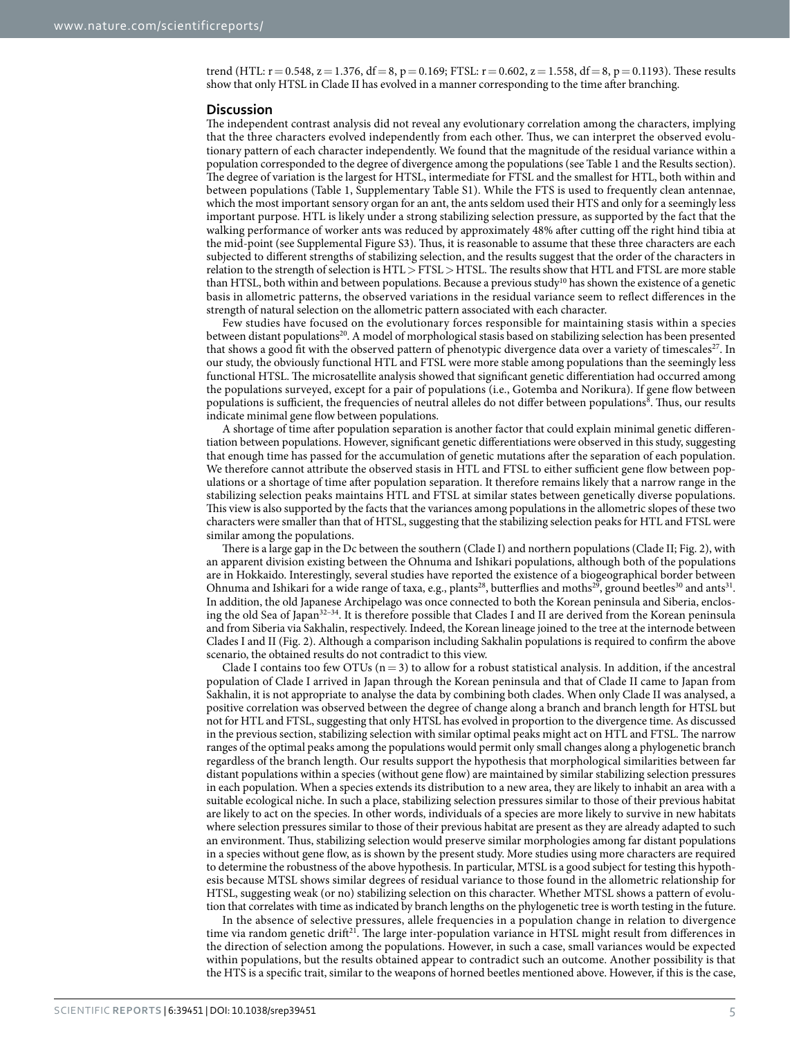trend (HTL: $r = 0.548$, $z = 1.376$, $df = 8$, $p = 0.169$; FTSL: $r = 0.602$, $z = 1.558$, $df = 8$, $p = 0.1193$). These results show that only HTSL in Clade II has evolved in a manner corresponding to the time after branching.

## Discussion

The independent contrast analysis did not reveal any evolutionary correlation among the characters, implying that the three characters evolved independently from each other. Thus, we can interpret the observed evolutionary pattern of each character independently. We found that the magnitude of the residual variance within a population corresponded to the degree of divergence among the populations (see Table 1 and the Results section). The degree of variation is the largest for HTSL, intermediate for FTSL and the smallest for HTL, both within and between populations (Table 1, Supplementary Table S1). While the FTS is used to frequently clean antennae, which the most important sensory organ for an ant, the ants seldom used their HTS and only for a seemingly less important purpose. HTL is likely under a strong stabilizing selection pressure, as supported by the fact that the walking performance of worker ants was reduced by approximately 48% after cutting off the right hind tibia at the mid-point (see Supplemental Figure S3). Thus, it is reasonable to assume that these three characters are each subjected to different strengths of stabilizing selection, and the results suggest that the order of the characters in relation to the strength of selection is HTL > FTSL > HTSL. The results show that HTL and FTSL are more stable than HTSL, both within and between populations. Because a previous study[10] has shown the existence of a genetic basis in allometric patterns, the observed variations in the residual variance seem to reflect differences in the strength of natural selection on the allometric pattern associated with each character.

Few studies have focused on the evolutionary forces responsible for maintaining stasis within a species between distant populations[20]. A model of morphological stasis based on stabilizing selection has been presented that shows a good fit with the observed pattern of phenotypic divergence data over a variety of timescales[27]. In our study, the obviously functional HTL and FTSL were more stable among populations than the seemingly less functional HTSL. The microsatellite analysis showed that significant genetic differentiation had occurred among the populations surveyed, except for a pair of populations (i.e., Gotemba and Norikura). If gene flow between populations is sufficient, the frequencies of neutral alleles do not differ between populations[8]. Thus, our results indicate minimal gene flow between populations.

A shortage of time after population separation is another factor that could explain minimal genetic differentiation between populations. However, significant genetic differentiations were observed in this study, suggesting that enough time has passed for the accumulation of genetic mutations after the separation of each population. We therefore cannot attribute the observed stasis in HTL and FTSL to either sufficient gene flow between populations or a shortage of time after population separation. It therefore remains likely that a narrow range in the stabilizing selection peaks maintains HTL and FTSL at similar states between genetically diverse populations. This view is also supported by the facts that the variances among populations in the allometric slopes of these two characters were smaller than that of HTSL, suggesting that the stabilizing selection peaks for HTL and FTSL were similar among the populations.

There is a large gap in the Dc between the southern (Clade I) and northern populations (Clade II; Fig. 2), with an apparent division existing between the Ohnuma and Ishikari populations, although both of the populations are in Hokkaido. Interestingly, several studies have reported the existence of a biogeographical border between Ohnuma and Ishikari for a wide range of taxa, e.g., plants[28], butterflies and moths[29], ground beetles[30] and ants[31]. In addition, the old Japanese Archipelago was once connected to both the Korean peninsula and Siberia, enclosing the old Sea of Japan[32–34]. It is therefore possible that Clades I and II are derived from the Korean peninsula and from Siberia via Sakhalin, respectively. Indeed, the Korean lineage joined to the tree at the internode between Clades I and II (Fig. 2). Although a comparison including Sakhalin populations is required to confirm the above scenario, the obtained results do not contradict to this view.

Clade I contains too few OTUs ($n = 3$) to allow for a robust statistical analysis. In addition, if the ancestral population of Clade I arrived in Japan through the Korean peninsula and that of Clade II came to Japan from Sakhalin, it is not appropriate to analyse the data by combining both clades. When only Clade II was analysed, a positive correlation was observed between the degree of change along a branch and branch length for HTSL but not for HTL and FTSL, suggesting that only HTSL has evolved in proportion to the divergence time. As discussed in the previous section, stabilizing selection with similar optimal peaks might act on HTL and FTSL. The narrow ranges of the optimal peaks among the populations would permit only small changes along a phylogenetic branch regardless of the branch length. Our results support the hypothesis that morphological similarities between far distant populations within a species (without gene flow) are maintained by similar stabilizing selection pressures in each population. When a species extends its distribution to a new area, they are likely to inhabit an area with a suitable ecological niche. In such a place, stabilizing selection pressures similar to those of their previous habitat are likely to act on the species. In other words, individuals of a species are more likely to survive in new habitats where selection pressures similar to those of their previous habitat are present as they are already adapted to such an environment. Thus, stabilizing selection would preserve similar morphologies among far distant populations in a species without gene flow, as is shown by the present study. More studies using more characters are required to determine the robustness of the above hypothesis. In particular, MTSL is a good subject for testing this hypothesis because MTSL shows similar degrees of residual variance to those found in the allometric relationship for HTSL, suggesting weak (or no) stabilizing selection on this character. Whether MTSL shows a pattern of evolution that correlates with time as indicated by branch lengths on the phylogenetic tree is worth testing in the future.

In the absence of selective pressures, allele frequencies in a population change in relation to divergence time via random genetic drift[21]. The large inter-population variance in HTSL might result from differences in the direction of selection among the populations. However, in such a case, small variances would be expected within populations, but the results obtained appear to contradict such an outcome. Another possibility is that the HTS is a specific trait, similar to the weapons of horned beetles mentioned above. However, if this is the case,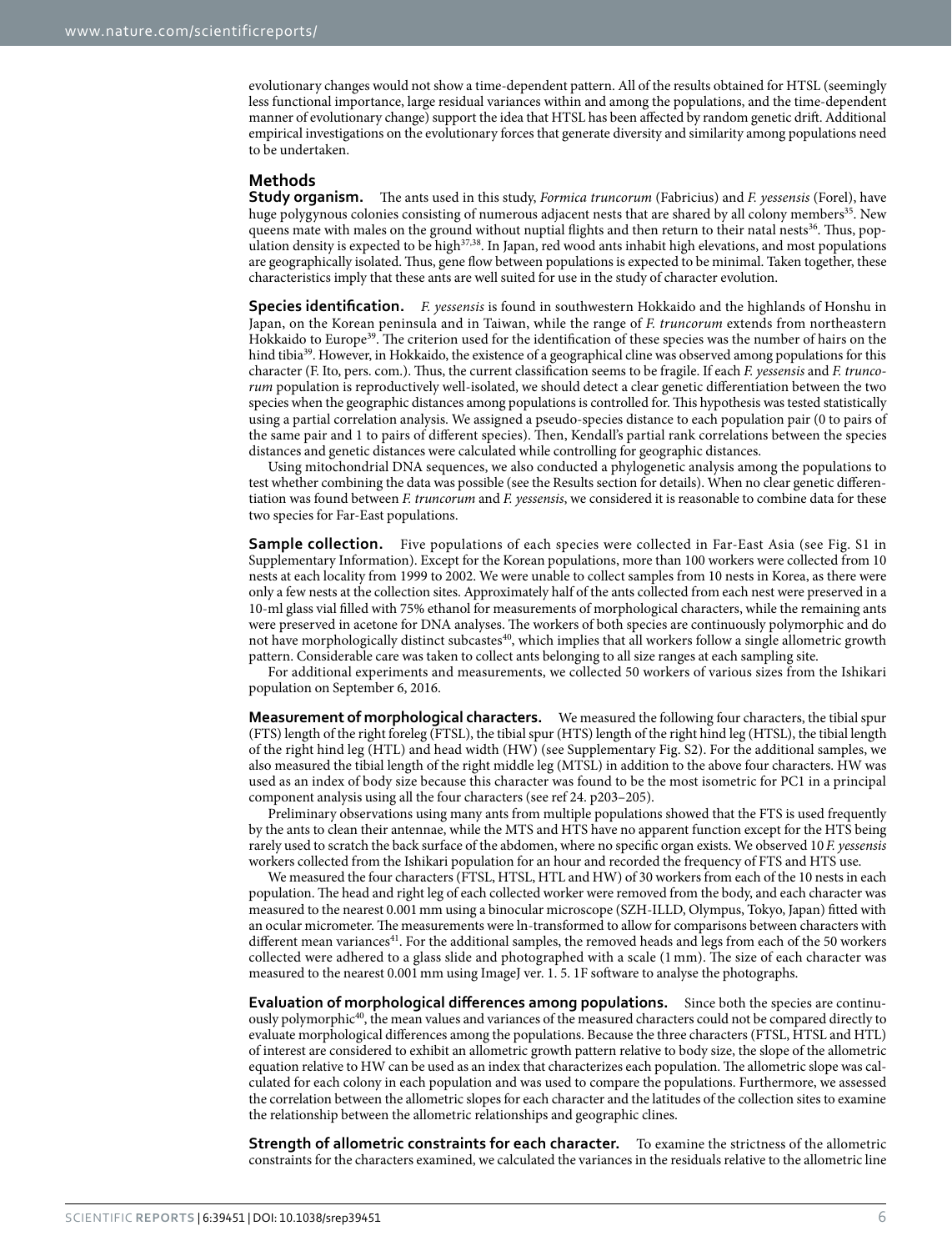evolutionary changes would not show a time-dependent pattern. All of the results obtained for HTSL (seemingly less functional importance, large residual variances within and among the populations, and the time-dependent manner of evolutionary change) support the idea that HTSL has been affected by random genetic drift. Additional empirical investigations on the evolutionary forces that generate diversity and similarity among populations need to be undertaken.

## Methods

**Study organism.** The ants used in this study, *Formica truncorum* (Fabricius) and *F. yessensis* (Forel), have huge polygynous colonies consisting of numerous adjacent nests that are shared by all colony members[35]. New queens mate with males on the ground without nuptial flights and then return to their natal nests[36]. Thus, population density is expected to be high[37,38]. In Japan, red wood ants inhabit high elevations, and most populations are geographically isolated. Thus, gene flow between populations is expected to be minimal. Taken together, these characteristics imply that these ants are well suited for use in the study of character evolution.

**Species identification.** *F. yessensis* is found in southwestern Hokkaido and the highlands of Honshu in Japan, on the Korean peninsula and in Taiwan, while the range of *F. truncorum* extends from northeastern Hokkaido to Europe[39]. The criterion used for the identification of these species was the number of hairs on the hind tibia[39]. However, in Hokkaido, the existence of a geographical cline was observed among populations for this character (F. Ito, pers. com.). Thus, the current classification seems to be fragile. If each *F. yessensis* and *F. truncorum* population is reproductively well-isolated, we should detect a clear genetic differentiation between the two species when the geographic distances among populations is controlled for. This hypothesis was tested statistically using a partial correlation analysis. We assigned a pseudo-species distance to each population pair (0 to pairs of the same pair and 1 to pairs of different species). Then, Kendall's partial rank correlations between the species distances and genetic distances were calculated while controlling for geographic distances.

Using mitochondrial DNA sequences, we also conducted a phylogenetic analysis among the populations to test whether combining the data was possible (see the Results section for details). When no clear genetic differentiation was found between *F. truncorum* and *F. yessensis*, we considered it is reasonable to combine data for these two species for Far-East populations.

**Sample collection.** Five populations of each species were collected in Far-East Asia (see Fig. S1 in Supplementary Information). Except for the Korean populations, more than 100 workers were collected from 10 nests at each locality from 1999 to 2002. We were unable to collect samples from 10 nests in Korea, as there were only a few nests at the collection sites. Approximately half of the ants collected from each nest were preserved in a 10-ml glass vial filled with 75% ethanol for measurements of morphological characters, while the remaining ants were preserved in acetone for DNA analyses. The workers of both species are continuously polymorphic and do not have morphologically distinct subcastes[40], which implies that all workers follow a single allometric growth pattern. Considerable care was taken to collect ants belonging to all size ranges at each sampling site.

For additional experiments and measurements, we collected 50 workers of various sizes from the Ishikari population on September 6, 2016.

**Measurement of morphological characters.** We measured the following four characters, the tibial spur (FTS) length of the right foreleg (FTSL), the tibial spur (HTS) length of the right hind leg (HTSL), the tibial length of the right hind leg (HTL) and head width (HW) (see Supplementary Fig. S2). For the additional samples, we also measured the tibial length of the right middle leg (MTSL) in addition to the above four characters. HW was used as an index of body size because this character was found to be the most isometric for PC1 in a principal component analysis using all the four characters (see ref 24. p203–205).

Preliminary observations using many ants from multiple populations showed that the FTS is used frequently by the ants to clean their antennae, while the MTS and HTS have no apparent function except for the HTS being rarely used to scratch the back surface of the abdomen, where no specific organ exists. We observed 10 *F. yessensis* workers collected from the Ishikari population for an hour and recorded the frequency of FTS and HTS use.

We measured the four characters (FTSL, HTSL, HTL and HW) of 30 workers from each of the 10 nests in each population. The head and right leg of each collected worker were removed from the body, and each character was measured to the nearest 0.001 mm using a binocular microscope (SZH-ILLD, Olympus, Tokyo, Japan) fitted with an ocular micrometer. The measurements were ln-transformed to allow for comparisons between characters with different mean variances[41]. For the additional samples, the removed heads and legs from each of the 50 workers collected were adhered to a glass slide and photographed with a scale (1 mm). The size of each character was measured to the nearest 0.001 mm using ImageJ ver. 1. 5. 1F software to analyse the photographs.

**Evaluation of morphological differences among populations.** Since both the species are continuously polymorphic[40], the mean values and variances of the measured characters could not be compared directly to evaluate morphological differences among the populations. Because the three characters (FTSL, HTSL and HTL) of interest are considered to exhibit an allometric growth pattern relative to body size, the slope of the allometric equation relative to HW can be used as an index that characterizes each population. The allometric slope was calculated for each colony in each population and was used to compare the populations. Furthermore, we assessed the correlation between the allometric slopes for each character and the latitudes of the collection sites to examine the relationship between the allometric relationships and geographic clines.

**Strength of allometric constraints for each character.** To examine the strictness of the allometric constraints for the characters examined, we calculated the variances in the residuals relative to the allometric line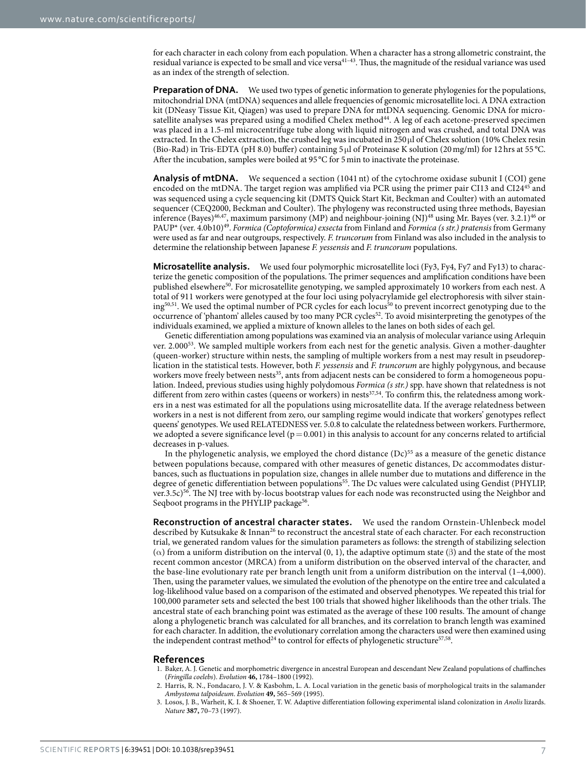for each character in each colony from each population. When a character has a strong allometric constraint, the residual variance is expected to be small and vice versa[41–43]. Thus, the magnitude of the residual variance was used as an index of the strength of selection.

**Preparation of DNA.** We used two types of genetic information to generate phylogenies for the populations, mitochondrial DNA (mtDNA) sequences and allele frequencies of genomic microsatellite loci. A DNA extraction kit (DNeasy Tissue Kit, Qiagen) was used to prepare DNA for mtDNA sequencing. Genomic DNA for microsatellite analyses was prepared using a modified Chelex method[44]. A leg of each acetone-preserved specimen was placed in a 1.5-ml microcentrifuge tube along with liquid nitrogen and was crushed, and total DNA was extracted. In the Chelex extraction, the crushed leg was incubated in 250 μl of Chelex solution (10% Chelex resin (Bio-Rad) in Tris-EDTA (pH 8.0) buffer) containing 5 μl of Proteinase K solution (20 mg/ml) for 12 hrs at 55 °C. After the incubation, samples were boiled at 95 °C for 5 min to inactivate the proteinase.

**Analysis of mtDNA.** We sequenced a section (1041 nt) of the cytochrome oxidase subunit I (COI) gene encoded on the mtDNA. The target region was amplified via PCR using the primer pair CI13 and CI24[45] and was sequenced using a cycle sequencing kit (DMTS Quick Start Kit, Beckman and Coulter) with an automated sequencer (CEQ2000, Beckman and Coulter). The phylogeny was reconstructed using three methods, Bayesian inference (Bayes)[46,47], maximum parsimony (MP) and neighbour-joining (NJ)[48] using Mr. Bayes (ver. 3.2.1)[46] or PAUP* (ver. 4.0b10)[49]. *Formica (Coptoformica) exsecta* from Finland and *Formica (s str.) pratensis* from Germany were used as far and near outgroups, respectively. *F. truncorum* from Finland was also included in the analysis to determine the relationship between Japanese *F. yessensis* and *F. truncorum* populations.

**Microsatellite analysis.** We used four polymorphic microsatellite loci (Fy3, Fy4, Fy7 and Fy13) to characterize the genetic composition of the populations. The primer sequences and amplification conditions have been published elsewhere[50]. For microsatellite genotyping, we sampled approximately 10 workers from each nest. A total of 911 workers were genotyped at the four loci using polyacrylamide gel electrophoresis with silver staining[50,51]. We used the optimal number of PCR cycles for each locus[50] to prevent incorrect genotyping due to the occurrence of 'phantom' alleles caused by too many PCR cycles[52]. To avoid misinterpreting the genotypes of the individuals examined, we applied a mixture of known alleles to the lanes on both sides of each gel.

Genetic differentiation among populations was examined via an analysis of molecular variance using Arlequin ver. 2.000[53]. We sampled multiple workers from each nest for the genetic analysis. Given a mother-daughter (queen-worker) structure within nests, the sampling of multiple workers from a nest may result in pseudoreplication in the statistical tests. However, both *F. yessensis* and *F. truncorum* are highly polygynous, and because workers move freely between nests[35], ants from adjacent nests can be considered to form a homogeneous population. Indeed, previous studies using highly polydomous *Formica (s str.)* spp. have shown that relatedness is not different from zero within castes (queens or workers) in nests[37,54]. To confirm this, the relatedness among workers in a nest was estimated for all the populations using microsatellite data. If the average relatedness between workers in a nest is not different from zero, our sampling regime would indicate that workers' genotypes reflect queens' genotypes. We used RELATEDNESS ver. 5.0.8 to calculate the relatedness between workers. Furthermore, we adopted a severe significance level ($p = 0.001$) in this analysis to account for any concerns related to artificial decreases in p-values.

In the phylogenetic analysis, we employed the chord distance (Dc)[55] as a measure of the genetic distance between populations because, compared with other measures of genetic distances, Dc accommodates disturbances, such as fluctuations in population size, changes in allele number due to mutations and difference in the degree of genetic differentiation between populations[55]. The Dc values were calculated using Gendist (PHYLIP, ver.3.5c)[56]. The NJ tree with by-locus bootstrap values for each node was reconstructed using the Neighbor and Seqboot programs in the PHYLIP package[56].

**Reconstruction of ancestral character states.** We used the random Ornstein-Uhlenbeck model described by Kutsukake & Innan[26] to reconstruct the ancestral state of each character. For each reconstruction trial, we generated random values for the simulation parameters as follows: the strength of stabilizing selection ($\alpha$) from a uniform distribution on the interval (0, 1), the adaptive optimum state ($\beta$) and the state of the most recent common ancestor (MRCA) from a uniform distribution on the observed interval of the character, and the base-line evolutionary rate per branch length unit from a uniform distribution on the interval (1–4,000). Then, using the parameter values, we simulated the evolution of the phenotype on the entire tree and calculated a log-likelihood value based on a comparison of the estimated and observed phenotypes. We repeated this trial for 100,000 parameter sets and selected the best 100 trials that showed higher likelihoods than the other trials. The ancestral state of each branching point was estimated as the average of these 100 results. The amount of change along a phylogenetic branch was calculated for all branches, and its correlation to branch length was examined for each character. In addition, the evolutionary correlation among the characters used were then examined using the independent contrast method[24] to control for effects of phylogenetic structure[57,58].

## References

1. Baker, A. J. Genetic and morphometric divergence in ancestral European and descendant New Zealand populations of chaffinches (*Fringilla coelebs*). *Evolution* **46,** 1784–1800 (1992).
2. Harris, R. N., Fondacaro, J. V. & Kasbohm, L. A. Local variation in the genetic basis of morphological traits in the salamander *Ambystoma talpoideum*. *Evolution* **49,** 565–569 (1995).
3. Losos, J. B., Warheit, K. I. & Shoener, T. W. Adaptive differentiation following experimental island colonization in *Anolis* lizards. *Nature* **387,** 70–73 (1997).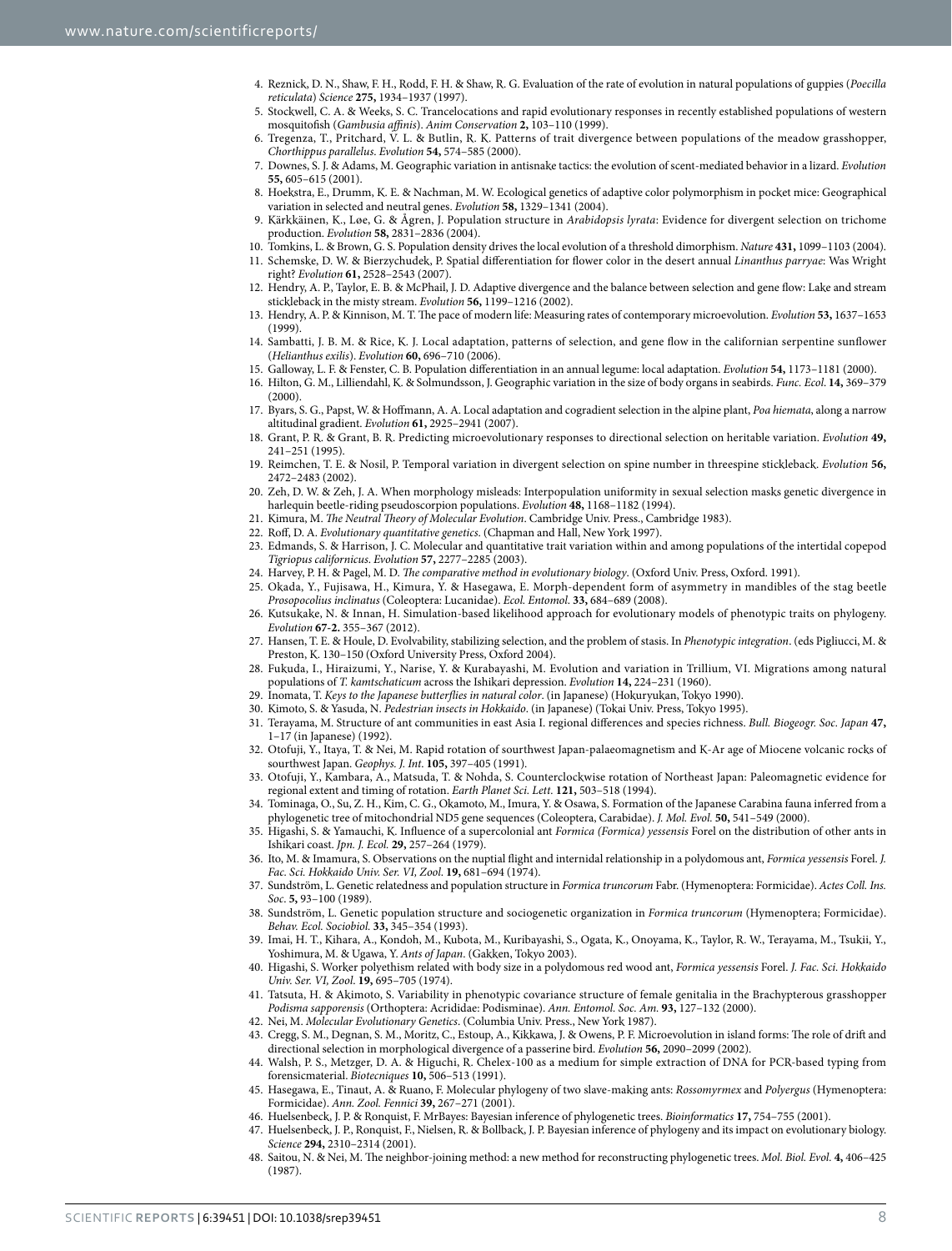4. Reznick, D. N., Shaw, F. H., Rodd, F. H. & Shaw, R. G. Evaluation of the rate of evolution in natural populations of guppies (*Poecilla reticulata*) *Science* **275,** 1934–1937 (1997).
5. Stockwell, C. A. & Weeks, S. C. Trancelocations and rapid evolutionary responses in recently established populations of western mosquitofish (*Gambusia affinis*). *Anim Conservation* **2,** 103–110 (1999).
6. Tregenza, T., Pritchard, V. L. & Butlin, R. K. Patterns of trait divergence between populations of the meadow grasshopper, *Chorthippus parallelus*. *Evolution* **54,** 574–585 (2000).
7. Downes, S. J. & Adams, M. Geographic variation in antisnake tactics: the evolution of scent-mediated behavior in a lizard. *Evolution* **55,** 605–615 (2001).
8. Hoekstra, E., Drumm, K. E. & Nachman, M. W. Ecological genetics of adaptive color polymorphism in pocket mice: Geographical variation in selected and neutral genes. *Evolution* **58,** 1329–1341 (2004).
9. Kärkkäinen, K., Løe, G. & Ågren, J. Population structure in *Arabidopsis lyrata*: Evidence for divergent selection on trichome production. *Evolution* **58,** 2831–2836 (2004).
10. Tomkins, L. & Brown, G. S. Population density drives the local evolution of a threshold dimorphism. *Nature* **431,** 1099–1103 (2004).
11. Schemske, D. W. & Bierzychudek, P. Spatial differentiation for flower color in the desert annual *Linanthus parryae*: Was Wright right? *Evolution* **61,** 2528–2543 (2007).
12. Hendry, A. P., Taylor, E. B. & McPhail, J. D. Adaptive divergence and the balance between selection and gene flow: Lake and stream stickleback in the misty stream. *Evolution* **56,** 1199–1216 (2002).
13. Hendry, A. P. & Kinnison, M. T. The pace of modern life: Measuring rates of contemporary microevolution. *Evolution* **53,** 1637–1653 (1999).
14. Sambatti, J. B. M. & Rice, K. J. Local adaptation, patterns of selection, and gene flow in the californian serpentine sunflower (*Helianthus exilis*). *Evolution* **60,** 696–710 (2006).
15. Galloway, L. F. & Fenster, C. B. Population differentiation in an annual legume: local adaptation. *Evolution* **54,** 1173–1181 (2000).
16. Hilton, G. M., Lilliendahl, K. & Solmundsson, J. Geographic variation in the size of body organs in seabirds. *Func. Ecol.* **14,** 369–379 (2000).
17. Byars, S. G., Papst, W. & Hoffmann, A. A. Local adaptation and cogradient selection in the alpine plant, *Poa hiemata*, along a narrow altitudinal gradient. *Evolution* **61,** 2925–2941 (2007).
18. Grant, P. R. & Grant, B. R. Predicting microevolutionary responses to directional selection on heritable variation. *Evolution* **49,** 241–251 (1995).
19. Reimchen, T. E. & Nosil, P. Temporal variation in divergent selection on spine number in threespine stickleback. *Evolution* **56,** 2472–2483 (2002).
20. Zeh, D. W. & Zeh, J. A. When morphology misleads: Interpopulation uniformity in sexual selection masks genetic divergence in harlequin beetle-riding pseudoscorpion populations. *Evolution* **48,** 1168–1182 (1994).
21. Kimura, M. *The Neutral Theory of Molecular Evolution*. Cambridge Univ. Press., Cambridge 1983).
22. Roff, D. A. *Evolutionary quantitative genetics*. (Chapman and Hall, New York 1997).
23. Edmands, S. & Harrison, J. C. Molecular and quantitative trait variation within and among populations of the intertidal copepod *Tigriopus californicus*. *Evolution* **57,** 2277–2285 (2003).
24. Harvey, P. H. & Pagel, M. D. *The comparative method in evolutionary biology*. (Oxford Univ. Press, Oxford. 1991).
25. Okada, Y., Fujisawa, H., Kimura, Y. & Hasegawa, E. Morph-dependent form of asymmetry in mandibles of the stag beetle *Prosopocolius inclinatus* (Coleoptera: Lucanidae). *Ecol. Entomol.* **33,** 684–689 (2008).
26. Kutsukake, N. & Innan, H. Simulation-based likelihood approach for evolutionary models of phenotypic traits on phylogeny. *Evolution* **67-2.** 355–367 (2012).
27. Hansen, T. E. & Houle, D. Evolvability, stabilizing selection, and the problem of stasis. In *Phenotypic integration*. (eds Pigliucci, M. & Preston, K. 130–150 (Oxford University Press, Oxford 2004).
28. Fukuda, I., Hiraizumi, Y., Narise, Y. & Kurabayashi, M. Evolution and variation in Trillium, VI. Migrations among natural populations of *T. kamtschaticum* across the Ishikari depression. *Evolution* **14,** 224–231 (1960).
29. Inomata, T. *Keys to the Japanese butterflies in natural color*. (in Japanese) (Hokuryukan, Tokyo 1990).
30. Kimoto, S. & Yasuda, N. *Pedestrian insects in Hokkaido*. (in Japanese) (Tokai Univ. Press, Tokyo 1995).
31. Terayama, M. Structure of ant communities in east Asia I. regional differences and species richness. *Bull. Biogeogr. Soc. Japan* **47,** 1–17 (in Japanese) (1992).
32. Otofuji, Y., Itaya, T. & Nei, M. Rapid rotation of southwest Japan-palaeomagnetism and K-Ar age of Miocene volcanic rocks of sourthwest Japan. *Geophys. J. Int.* **105,** 397–405 (1991).
33. Otofuji, Y., Kambara, A., Matsuda, T. & Nohda, S. Counterclockwise rotation of Northeast Japan: Paleomagnetic evidence for regional extent and timing of rotation. *Earth Planet Sci. Lett.* **121,** 503–518 (1994).
34. Tominaga, O., Su, Z. H., Kim, C. G., Okamoto, M., Imura, Y. & Osawa, S. Formation of the Japanese Carabina fauna inferred from a phylogenetic tree of mitochondrial ND5 gene sequences (Coleoptera, Carabidae). *J. Mol. Evol.* **50,** 541–549 (2000).
35. Higashi, S. & Yamauchi, K. Influence of a supercolonial ant *Formica (Formica) yessensis* Forel on the distribution of other ants in Ishikari coast. *Jpn. J. Ecol.* **29,** 257–264 (1979).
36. Ito, M. & Imamura, S. Observations on the nuptial flight and internidal relationship in a polydomous ant, *Formica yessensis* Forel. *J. Fac. Sci. Hokkaido Univ. Ser. VI, Zool.* **19,** 681–694 (1974).
37. Sundström, L. Genetic relatedness and population structure in *Formica truncorum* Fabr. (Hymenoptera: Formicidae). *Actes Coll. Ins. Soc.* **5,** 93–100 (1989).
38. Sundström, L. Genetic population structure and sociogenetic organization in *Formica truncorum* (Hymenoptera; Formicidae). *Behav. Ecol. Sociobiol.* **33,** 345–354 (1993).
39. Imai, H. T., Kihara, A., Kondoh, M., Kubota, M., Kuribayashi, S., Ogata, K., Onoyama, K., Taylor, R. W., Terayama, M., Tsukii, Y., Yoshimura, M. & Ugawa, Y. *Ants of Japan*. (Gakken, Tokyo 2003).
40. Higashi, S. Worker polyethism related with body size in a polydomous red wood ant, *Formica yessensis* Forel. *J. Fac. Sci. Hokkaido Univ. Ser. VI, Zool.* **19,** 695–705 (1974).
41. Tatsuta, H. & Akimoto, S. Variability in phenotypic covariance structure of female genitalia in the Brachypterous grasshopper *Podisma sapporensis* (Orthoptera: Acrididae: Podisminae). *Ann. Entomol. Soc. Am.* **93,** 127–132 (2000).
42. Nei, M. *Molecular Evolutionary Genetics*. (Columbia Univ. Press., New York 1987).
43. Cregg, S. M., Degnan, S. M., Moritz, C., Estoup, A., Kikkawa, J. & Owens, P. F. Microevolution in island forms: The role of drift and directional selection in morphological divergence of a passerine bird. *Evolution* **56,** 2090–2099 (2002).
44. Walsh, P. S., Metzger, D. A. & Higuchi, R. Chelex-100 as a medium for simple extraction of DNA for PCR-based typing from forensicmaterial. *Biotecniques* **10,** 506–513 (1991).
45. Hasegawa, E., Tinaut, A. & Ruano, F. Molecular phylogeny of two slave-making ants: *Rossomyrmex* and *Polyergus* (Hymenoptera: Formicidae). *Ann. Zool. Fennici* **39,** 267–271 (2001).
46. Huelsenbeck, J. P. & Ronquist, F. MrBayes: Bayesian inference of phylogenetic trees. *Bioinformatics* **17,** 754–755 (2001).
47. Huelsenbeck, J. P., Ronquist, F., Nielsen, R. & Bollback, J. P. Bayesian inference of phylogeny and its impact on evolutionary biology. *Science* **294,** 2310–2314 (2001).
48. Saitou, N. & Nei, M. The neighbor-joining method: a new method for reconstructing phylogenetic trees. *Mol. Biol. Evol.* **4,** 406–425 (1987).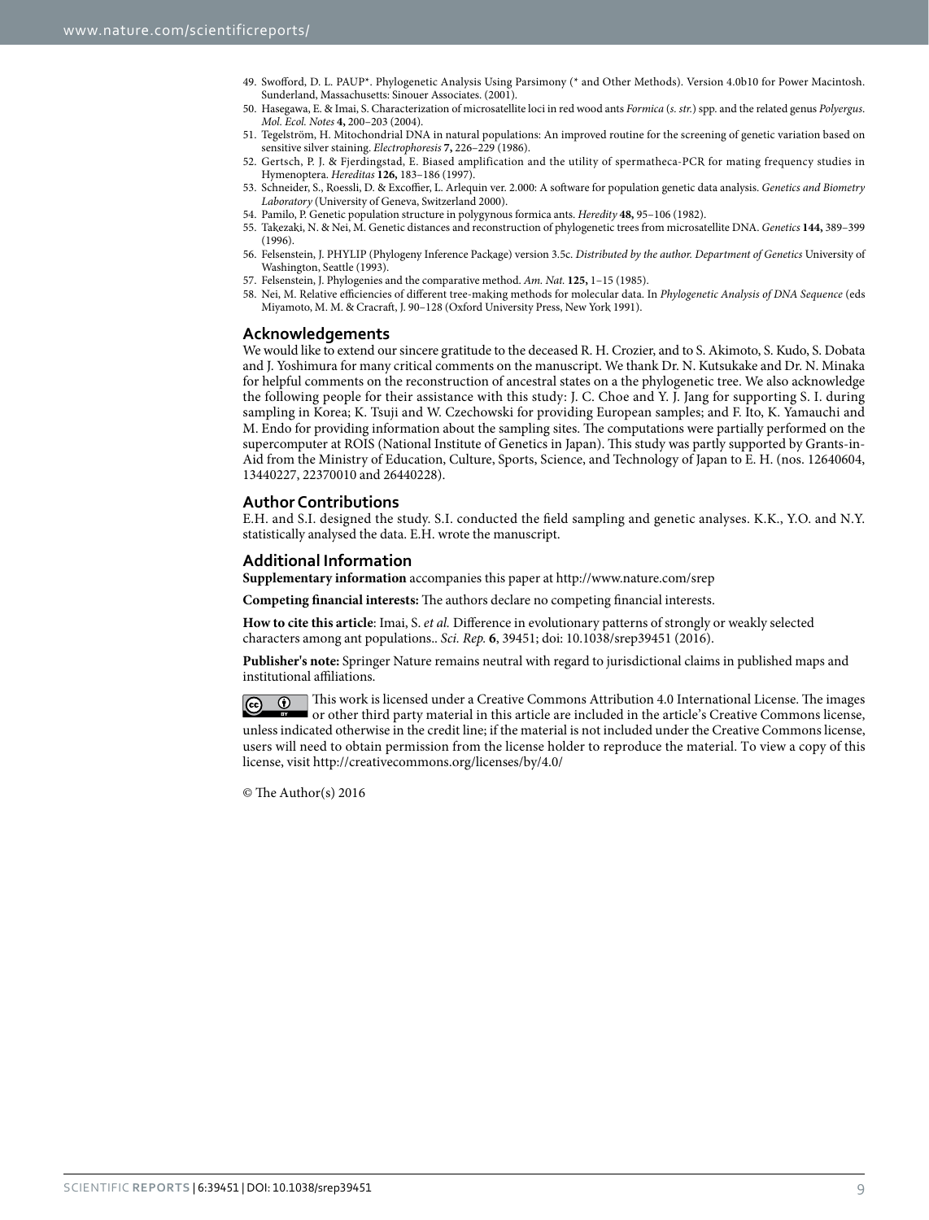49. Swofford, D. L. PAUP*. Phylogenetic Analysis Using Parsimony (* and Other Methods). Version 4.0b10 for Power Macintosh. Sunderland, Massachusetts: Sinouer Associates. (2001).
50. Hasegawa, E. & Imai, S. Characterization of microsatellite loci in red wood ants *Formica* (*s. str.*) spp. and the related genus *Polyergus*. *Mol. Ecol. Notes* **4,** 200–203 (2004).
51. Tegelström, H. Mitochondrial DNA in natural populations: An improved routine for the screening of genetic variation based on sensitive silver staining. *Electrophoresis* **7,** 226–229 (1986).
52. Gertsch, P. J. & Fjerdingstad, E. Biased amplification and the utility of spermatheca-PCR for mating frequency studies in Hymenoptera. *Hereditas* **126,** 183–186 (1997).
53. Schneider, S., Roessli, D. & Excoffier, L. Arlequin ver. 2.000: A software for population genetic data analysis. *Genetics and Biometry Laboratory* (University of Geneva, Switzerland 2000).
54. Pamilo, P. Genetic population structure in polygynous formica ants. *Heredity* **48,** 95–106 (1982).
55. Takezaki, N. & Nei, M. Genetic distances and reconstruction of phylogenetic trees from microsatellite DNA. *Genetics* **144,** 389–399 (1996).
56. Felsenstein, J. PHYLIP (Phylogeny Inference Package) version 3.5c. *Distributed by the author. Department of Genetics* University of Washington, Seattle (1993).
57. Felsenstein, J. Phylogenies and the comparative method. *Am. Nat.* **125,** 1–15 (1985).
58. Nei, M. Relative efficiencies of different tree-making methods for molecular data. In *Phylogenetic Analysis of DNA Sequence* (eds Miyamoto, M. M. & Cracraft, J. 90–128 (Oxford University Press, New York 1991).

## Acknowledgements

We would like to extend our sincere gratitude to the deceased R. H. Crozier, and to S. Akimoto, S. Kudo, S. Dobata and J. Yoshimura for many critical comments on the manuscript. We thank Dr. N. Kutsukake and Dr. N. Minaka for helpful comments on the reconstruction of ancestral states on a the phylogenetic tree. We also acknowledge the following people for their assistance with this study: J. C. Choe and Y. J. Jang for supporting S. I. during sampling in Korea; K. Tsuji and W. Czechowski for providing European samples; and F. Ito, K. Yamauchi and M. Endo for providing information about the sampling sites. The computations were partially performed on the supercomputer at ROIS (National Institute of Genetics in Japan). This study was partly supported by Grants-in-Aid from the Ministry of Education, Culture, Sports, Science, and Technology of Japan to E. H. (nos. 12640604, 13440227, 22370010 and 26440228).

## Author Contributions

E.H. and S.I. designed the study. S.I. conducted the field sampling and genetic analyses. K.K., Y.O. and N.Y. statistically analysed the data. E.H. wrote the manuscript.

## Additional Information

**Supplementary information** accompanies this paper at http://www.nature.com/srep

**Competing financial interests:** The authors declare no competing financial interests.

**How to cite this article**: Imai, S. *et al.* Difference in evolutionary patterns of strongly or weakly selected characters among ant populations.. *Sci. Rep.* **6**, 39451; doi: 10.1038/srep39451 (2016).

**Publisher's note:** Springer Nature remains neutral with regard to jurisdictional claims in published maps and institutional affiliations.

This work is licensed under a Creative Commons Attribution 4.0 International License. The images or other third party material in this article are included in the article's Creative Commons license, unless indicated otherwise in the credit line; if the material is not included under the Creative Commons license, users will need to obtain permission from the license holder to reproduce the material. To view a copy of this license, visit http://creativecommons.org/licenses/by/4.0/

© The Author(s) 2016